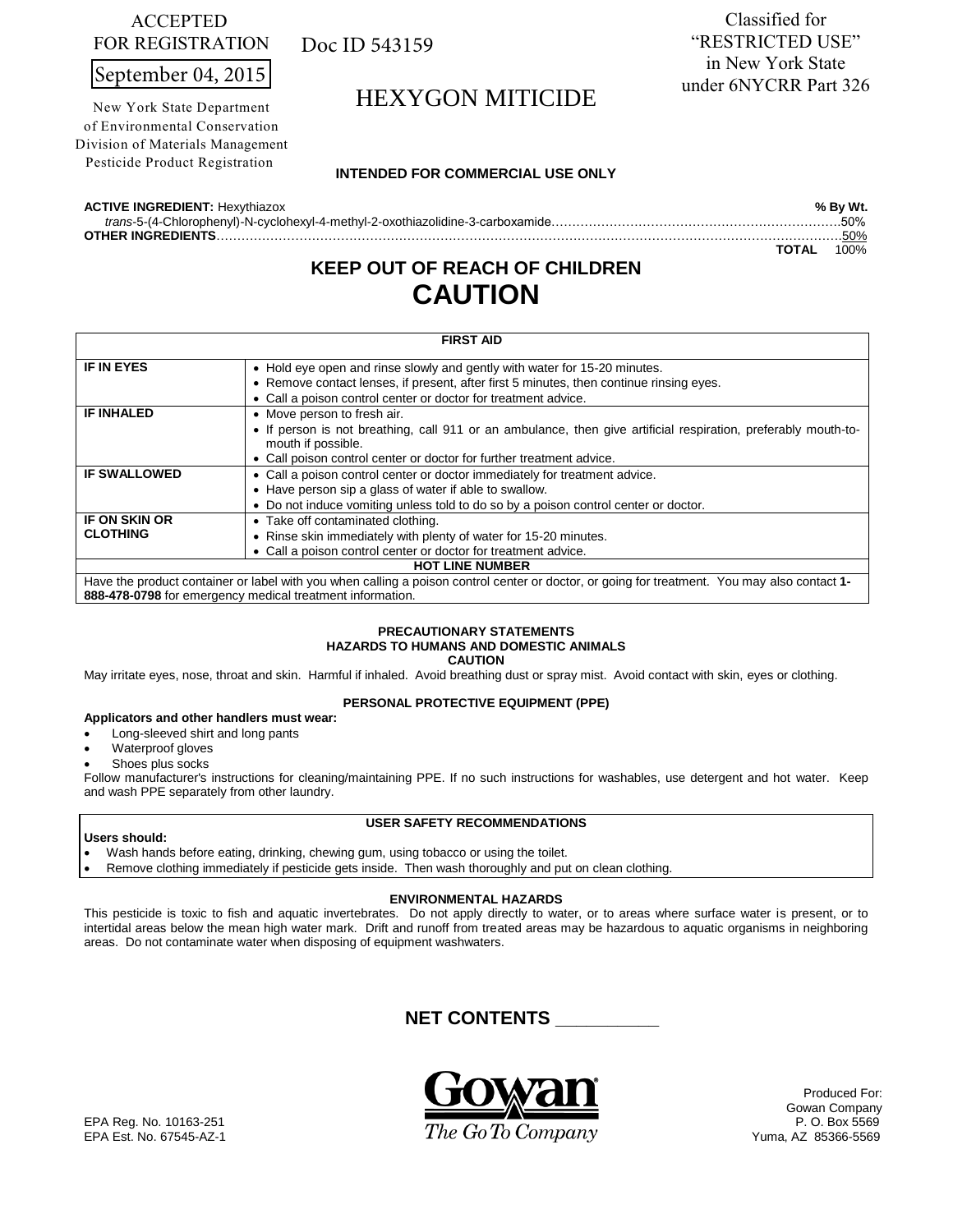ACCEPTED
FOR REGISTRATION

September 04, 2015

New York State Department
of Environmental Conservation
Division of Materials Management
Pesticide Product Registration

Doc ID 543159

Classified for
"RESTRICTED USE"
in New York State
under 6NYCRR Part 326

# HEXYGON MITICIDE

**INTENDED FOR COMMERCIAL USE ONLY**

| **ACTIVE INGREDIENT:** Hexythiazox | **% By Wt.** |
|---|---|
| *trans*-5-(4-Chlorophenyl)-N-cyclohexyl-4-methyl-2-oxothiazolidine-3-carboxamide | 50% |
| **OTHER INGREDIENTS** | 50% |
| **TOTAL** | 100% |

## KEEP OUT OF REACH OF CHILDREN
## CAUTION

| **FIRST AID** | |
|---|---|
| **IF IN EYES** | • Hold eye open and rinse slowly and gently with water for 15-20 minutes.<br>• Remove contact lenses, if present, after first 5 minutes, then continue rinsing eyes.<br>• Call a poison control center or doctor for treatment advice. |
| **IF INHALED** | • Move person to fresh air.<br>• If person is not breathing, call 911 or an ambulance, then give artificial respiration, preferably mouth-to-mouth if possible.<br>• Call poison control center or doctor for further treatment advice. |
| **IF SWALLOWED** | • Call a poison control center or doctor immediately for treatment advice.<br>• Have person sip a glass of water if able to swallow.<br>• Do not induce vomiting unless told to do so by a poison control center or doctor. |
| **IF ON SKIN OR CLOTHING** | • Take off contaminated clothing.<br>• Rinse skin immediately with plenty of water for 15-20 minutes.<br>• Call a poison control center or doctor for treatment advice. |
| **HOT LINE NUMBER** | |
| Have the product container or label with you when calling a poison control center or doctor, or going for treatment. You may also contact **1-888-478-0798** for emergency medical treatment information. | |

### PRECAUTIONARY STATEMENTS
### HAZARDS TO HUMANS AND DOMESTIC ANIMALS
**CAUTION**

May irritate eyes, nose, throat and skin. Harmful if inhaled. Avoid breathing dust or spray mist. Avoid contact with skin, eyes or clothing.

### PERSONAL PROTECTIVE EQUIPMENT (PPE)

**Applicators and other handlers must wear:**

- Long-sleeved shirt and long pants
- Waterproof gloves
- Shoes plus socks

Follow manufacturer's instructions for cleaning/maintaining PPE. If no such instructions for washables, use detergent and hot water. Keep and wash PPE separately from other laundry.

### USER SAFETY RECOMMENDATIONS

**Users should:**

- Wash hands before eating, drinking, chewing gum, using tobacco or using the toilet.
- Remove clothing immediately if pesticide gets inside. Then wash thoroughly and put on clean clothing.

### ENVIRONMENTAL HAZARDS

This pesticide is toxic to fish and aquatic invertebrates. Do not apply directly to water, or to areas where surface water is present, or to intertidal areas below the mean high water mark. Drift and runoff from treated areas may be hazardous to aquatic organisms in neighboring areas. Do not contaminate water when disposing of equipment washwaters.

**NET CONTENTS __________**

EPA Reg. No. 10163-251
EPA Est. No. 67545-AZ-1

Gowan
*The Go To Company*

Produced For:
Gowan Company
P. O. Box 5569
Yuma, AZ 85366-5569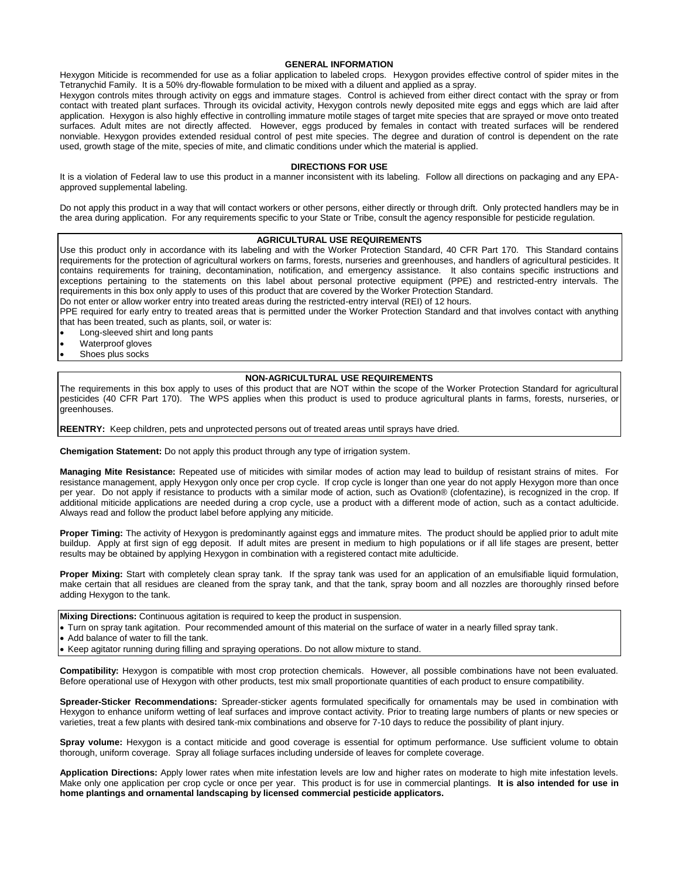## GENERAL INFORMATION

Hexygon Miticide is recommended for use as a foliar application to labeled crops. Hexygon provides effective control of spider mites in the Tetranychid Family. It is a 50% dry-flowable formulation to be mixed with a diluent and applied as a spray.

Hexygon controls mites through activity on eggs and immature stages. Control is achieved from either direct contact with the spray or from contact with treated plant surfaces. Through its ovicidal activity, Hexygon controls newly deposited mite eggs and eggs which are laid after application. Hexygon is also highly effective in controlling immature motile stages of target mite species that are sprayed or move onto treated surfaces. Adult mites are not directly affected. However, eggs produced by females in contact with treated surfaces will be rendered nonviable. Hexygon provides extended residual control of pest mite species. The degree and duration of control is dependent on the rate used, growth stage of the mite, species of mite, and climatic conditions under which the material is applied.

## DIRECTIONS FOR USE

It is a violation of Federal law to use this product in a manner inconsistent with its labeling. Follow all directions on packaging and any EPA-approved supplemental labeling.

Do not apply this product in a way that will contact workers or other persons, either directly or through drift. Only protected handlers may be in the area during application. For any requirements specific to your State or Tribe, consult the agency responsible for pesticide regulation.

### AGRICULTURAL USE REQUIREMENTS

Use this product only in accordance with its labeling and with the Worker Protection Standard, 40 CFR Part 170. This Standard contains requirements for the protection of agricultural workers on farms, forests, nurseries and greenhouses, and handlers of agricultural pesticides. It contains requirements for training, decontamination, notification, and emergency assistance. It also contains specific instructions and exceptions pertaining to the statements on this label about personal protective equipment (PPE) and restricted-entry intervals. The requirements in this box only apply to uses of this product that are covered by the Worker Protection Standard.

Do not enter or allow worker entry into treated areas during the restricted-entry interval (REI) of 12 hours.

PPE required for early entry to treated areas that is permitted under the Worker Protection Standard and that involves contact with anything that has been treated, such as plants, soil, or water is:

- Long-sleeved shirt and long pants
- Waterproof gloves
- Shoes plus socks

### NON-AGRICULTURAL USE REQUIREMENTS

The requirements in this box apply to uses of this product that are NOT within the scope of the Worker Protection Standard for agricultural pesticides (40 CFR Part 170). The WPS applies when this product is used to produce agricultural plants in farms, forests, nurseries, or greenhouses.

**REENTRY:** Keep children, pets and unprotected persons out of treated areas until sprays have dried.

**Chemigation Statement:** Do not apply this product through any type of irrigation system.

**Managing Mite Resistance:** Repeated use of miticides with similar modes of action may lead to buildup of resistant strains of mites. For resistance management, apply Hexygon only once per crop cycle. If crop cycle is longer than one year do not apply Hexygon more than once per year. Do not apply if resistance to products with a similar mode of action, such as Ovation® (clofentazine), is recognized in the crop. If additional miticide applications are needed during a crop cycle, use a product with a different mode of action, such as a contact adulticide. Always read and follow the product label before applying any miticide.

**Proper Timing:** The activity of Hexygon is predominantly against eggs and immature mites. The product should be applied prior to adult mite buildup. Apply at first sign of egg deposit. If adult mites are present in medium to high populations or if all life stages are present, better results may be obtained by applying Hexygon in combination with a registered contact mite adulticide.

**Proper Mixing:** Start with completely clean spray tank. If the spray tank was used for an application of an emulsifiable liquid formulation, make certain that all residues are cleaned from the spray tank, and that the tank, spray boom and all nozzles are thoroughly rinsed before adding Hexygon to the tank.

**Mixing Directions:** Continuous agitation is required to keep the product in suspension.

- Turn on spray tank agitation. Pour recommended amount of this material on the surface of water in a nearly filled spray tank.
- Add balance of water to fill the tank.
- Keep agitator running during filling and spraying operations. Do not allow mixture to stand.

**Compatibility:** Hexygon is compatible with most crop protection chemicals. However, all possible combinations have not been evaluated. Before operational use of Hexygon with other products, test mix small proportionate quantities of each product to ensure compatibility.

**Spreader-Sticker Recommendations:** Spreader-sticker agents formulated specifically for ornamentals may be used in combination with Hexygon to enhance uniform wetting of leaf surfaces and improve contact activity. Prior to treating large numbers of plants or new species or varieties, treat a few plants with desired tank-mix combinations and observe for 7-10 days to reduce the possibility of plant injury.

**Spray volume:** Hexygon is a contact miticide and good coverage is essential for optimum performance. Use sufficient volume to obtain thorough, uniform coverage. Spray all foliage surfaces including underside of leaves for complete coverage.

**Application Directions:** Apply lower rates when mite infestation levels are low and higher rates on moderate to high mite infestation levels. Make only one application per crop cycle or once per year. This product is for use in commercial plantings. **It is also intended for use in home plantings and ornamental landscaping by licensed commercial pesticide applicators.**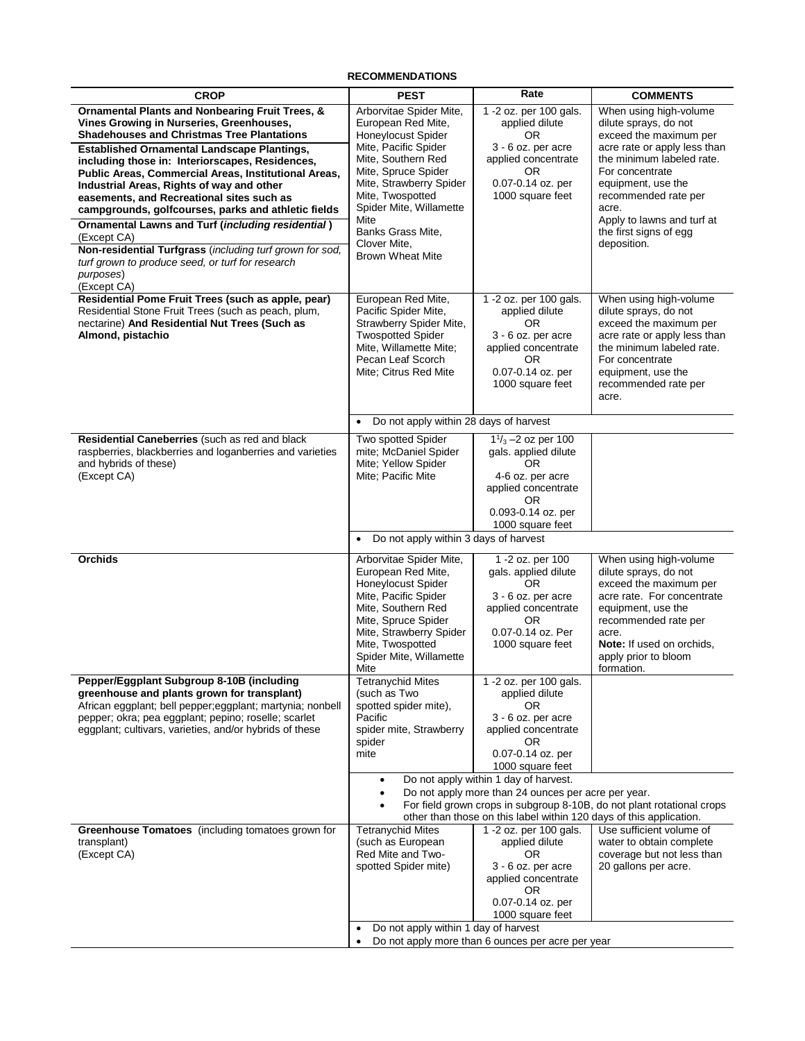**RECOMMENDATIONS**

| CROP | PEST | Rate | COMMENTS |
|---|---|---|---|
| **Ornamental Plants and Nonbearing Fruit Trees, & Vines Growing in Nurseries, Greenhouses, Shadehouses and Christmas Tree Plantations**<br>**Established Ornamental Landscape Plantings, including those in: Interiorscapes, Residences, Public Areas, Commercial Areas, Institutional Areas, Industrial Areas, Rights of way and other easements, and Recreational sites such as campgrounds, golfcourses, parks and athletic fields**<br>**Ornamental Lawns and Turf (*including residential*)** (Except CA)<br>**Non-residential Turfgrass** (*including turf grown for sod, turf grown to produce seed, or turf for research purposes*) (Except CA) | Arborvitae Spider Mite, European Red Mite, Honeylocust Spider Mite, Pacific Spider Mite, Southern Red Mite, Spruce Spider Mite, Strawberry Spider Mite, Twospotted Spider Mite, Willamette Mite<br>Banks Grass Mite, Clover Mite, Brown Wheat Mite | 1 -2 oz. per 100 gals. applied dilute<br>OR<br>3 - 6 oz. per acre applied concentrate<br>OR<br>0.07-0.14 oz. per 1000 square feet | When using high-volume dilute sprays, do not exceed the maximum per acre rate or apply less than the minimum labeled rate. For concentrate equipment, use the recommended rate per acre.<br>Apply to lawns and turf at the first signs of egg deposition. |
| **Residential Pome Fruit Trees (such as apple, pear)** Residential Stone Fruit Trees (such as peach, plum, nectarine) **And Residential Nut Trees (Such as Almond, pistachio** | European Red Mite, Pacific Spider Mite, Strawberry Spider Mite, Twospotted Spider Mite, Willamette Mite; Pecan Leaf Scorch Mite; Citrus Red Mite | 1 -2 oz. per 100 gals. applied dilute<br>OR<br>3 - 6 oz. per acre applied concentrate<br>OR<br>0.07-0.14 oz. per 1000 square feet | When using high-volume dilute sprays, do not exceed the maximum per acre rate or apply less than the minimum labeled rate. For concentrate equipment, use the recommended rate per acre. |
| | • Do not apply within 28 days of harvest | | |
| **Residential Caneberries** (such as red and black raspberries, blackberries and loganberries and varieties and hybrids of these) (Except CA) | Two spotted Spider mite; McDaniel Spider Mite; Yellow Spider Mite; Pacific Mite | $1^1/_3$ –2 oz per 100 gals. applied dilute<br>OR<br>4-6 oz. per acre applied concentrate<br>OR<br>0.093-0.14 oz. per 1000 square feet | |
| | • Do not apply within 3 days of harvest | | |
| **Orchids** | Arborvitae Spider Mite, European Red Mite, Honeylocust Spider Mite, Pacific Spider Mite, Southern Red Mite, Spruce Spider Mite, Strawberry Spider Mite, Twospotted Spider Mite, Willamette Mite | 1 -2 oz. per 100 gals. applied dilute<br>OR<br>3 - 6 oz. per acre applied concentrate<br>OR<br>0.07-0.14 oz. Per 1000 square feet | When using high-volume dilute sprays, do not exceed the maximum per acre rate. For concentrate equipment, use the recommended rate per acre.<br>**Note:** If used on orchids, apply prior to bloom formation. |
| **Pepper/Eggplant Subgroup 8-10B (including greenhouse and plants grown for transplant)** African eggplant; bell pepper;eggplant; martynia; nonbell pepper; okra; pea eggplant; pepino; roselle; scarlet eggplant; cultivars, varieties, and/or hybrids of these | Tetranychid Mites (such as Two spotted spider mite), Pacific spider mite, Strawberry spider mite | 1 -2 oz. per 100 gals. applied dilute<br>OR<br>3 - 6 oz. per acre applied concentrate<br>OR<br>0.07-0.14 oz. per 1000 square feet | |
| | • Do not apply within 1 day of harvest.<br>• Do not apply more than 24 ounces per acre per year.<br>• For field grown crops in subgroup 8-10B, do not plant rotational crops other than those on this label within 120 days of this application. | | |
| **Greenhouse Tomatoes** (including tomatoes grown for transplant) (Except CA) | Tetranychid Mites (such as European Red Mite and Two-spotted Spider mite) | 1 -2 oz. per 100 gals. applied dilute<br>OR<br>3 - 6 oz. per acre applied concentrate<br>OR<br>0.07-0.14 oz. per 1000 square feet | Use sufficient volume of water to obtain complete coverage but not less than 20 gallons per acre. |
| | • Do not apply within 1 day of harvest<br>• Do not apply more than 6 ounces per acre per year | | |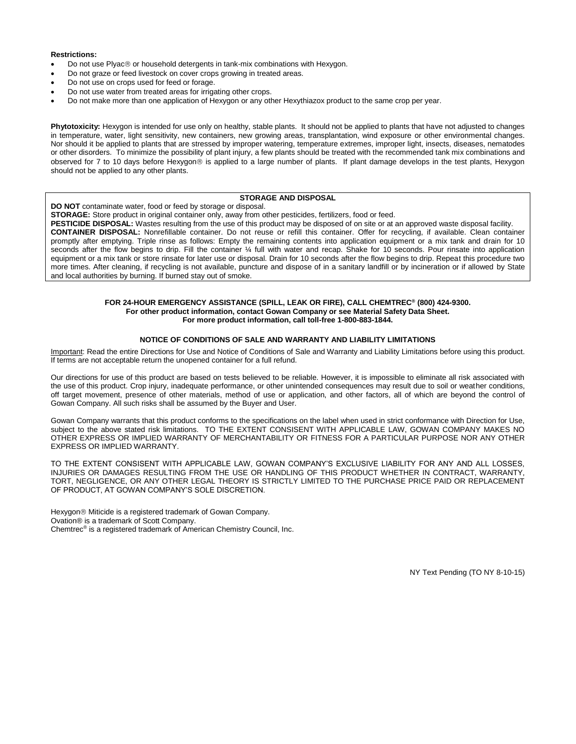**Restrictions:**

- Do not use Plyac® or household detergents in tank-mix combinations with Hexygon.
- Do not graze or feed livestock on cover crops growing in treated areas.
- Do not use on crops used for feed or forage.
- Do not use water from treated areas for irrigating other crops.
- Do not make more than one application of Hexygon or any other Hexythiazox product to the same crop per year.

**Phytotoxicity:** Hexygon is intended for use only on healthy, stable plants. It should not be applied to plants that have not adjusted to changes in temperature, water, light sensitivity, new containers, new growing areas, transplantation, wind exposure or other environmental changes. Nor should it be applied to plants that are stressed by improper watering, temperature extremes, improper light, insects, diseases, nematodes or other disorders. To minimize the possibility of plant injury, a few plants should be treated with the recommended tank mix combinations and observed for 7 to 10 days before Hexygon® is applied to a large number of plants. If plant damage develops in the test plants, Hexygon should not be applied to any other plants.

## STORAGE AND DISPOSAL

**DO NOT** contaminate water, food or feed by storage or disposal.

**STORAGE:** Store product in original container only, away from other pesticides, fertilizers, food or feed.

**PESTICIDE DISPOSAL:** Wastes resulting from the use of this product may be disposed of on site or at an approved waste disposal facility.

**CONTAINER DISPOSAL:** Nonrefillable container. Do not reuse or refill this container. Offer for recycling, if available. Clean container promptly after emptying. Triple rinse as follows: Empty the remaining contents into application equipment or a mix tank and drain for 10 seconds after the flow begins to drip. Fill the container ¼ full with water and recap. Shake for 10 seconds. Pour rinsate into application equipment or a mix tank or store rinsate for later use or disposal. Drain for 10 seconds after the flow begins to drip. Repeat this procedure two more times. After cleaning, if recycling is not available, puncture and dispose of in a sanitary landfill or by incineration or if allowed by State and local authorities by burning. If burned stay out of smoke.

**FOR 24-HOUR EMERGENCY ASSISTANCE (SPILL, LEAK OR FIRE), CALL CHEMTREC® (800) 424-9300.**
**For other product information, contact Gowan Company or see Material Safety Data Sheet.**
**For more product information, call toll-free 1-800-883-1844.**

## NOTICE OF CONDITIONS OF SALE AND WARRANTY AND LIABILITY LIMITATIONS

Important: Read the entire Directions for Use and Notice of Conditions of Sale and Warranty and Liability Limitations before using this product. If terms are not acceptable return the unopened container for a full refund.

Our directions for use of this product are based on tests believed to be reliable. However, it is impossible to eliminate all risk associated with the use of this product. Crop injury, inadequate performance, or other unintended consequences may result due to soil or weather conditions, off target movement, presence of other materials, method of use or application, and other factors, all of which are beyond the control of Gowan Company. All such risks shall be assumed by the Buyer and User.

Gowan Company warrants that this product conforms to the specifications on the label when used in strict conformance with Direction for Use, subject to the above stated risk limitations. TO THE EXTENT CONSISENT WITH APPLICABLE LAW, GOWAN COMPANY MAKES NO OTHER EXPRESS OR IMPLIED WARRANTY OF MERCHANTABILITY OR FITNESS FOR A PARTICULAR PURPOSE NOR ANY OTHER EXPRESS OR IMPLIED WARRANTY.

TO THE EXTENT CONSISENT WITH APPLICABLE LAW, GOWAN COMPANY'S EXCLUSIVE LIABILITY FOR ANY AND ALL LOSSES, INJURIES OR DAMAGES RESULTING FROM THE USE OR HANDLING OF THIS PRODUCT WHETHER IN CONTRACT, WARRANTY, TORT, NEGLIGENCE, OR ANY OTHER LEGAL THEORY IS STRICTLY LIMITED TO THE PURCHASE PRICE PAID OR REPLACEMENT OF PRODUCT, AT GOWAN COMPANY'S SOLE DISCRETION.

Hexygon® Miticide is a registered trademark of Gowan Company.
Ovation® is a trademark of Scott Company.
Chemtrec® is a registered trademark of American Chemistry Council, Inc.

NY Text Pending (TO NY 8-10-15)